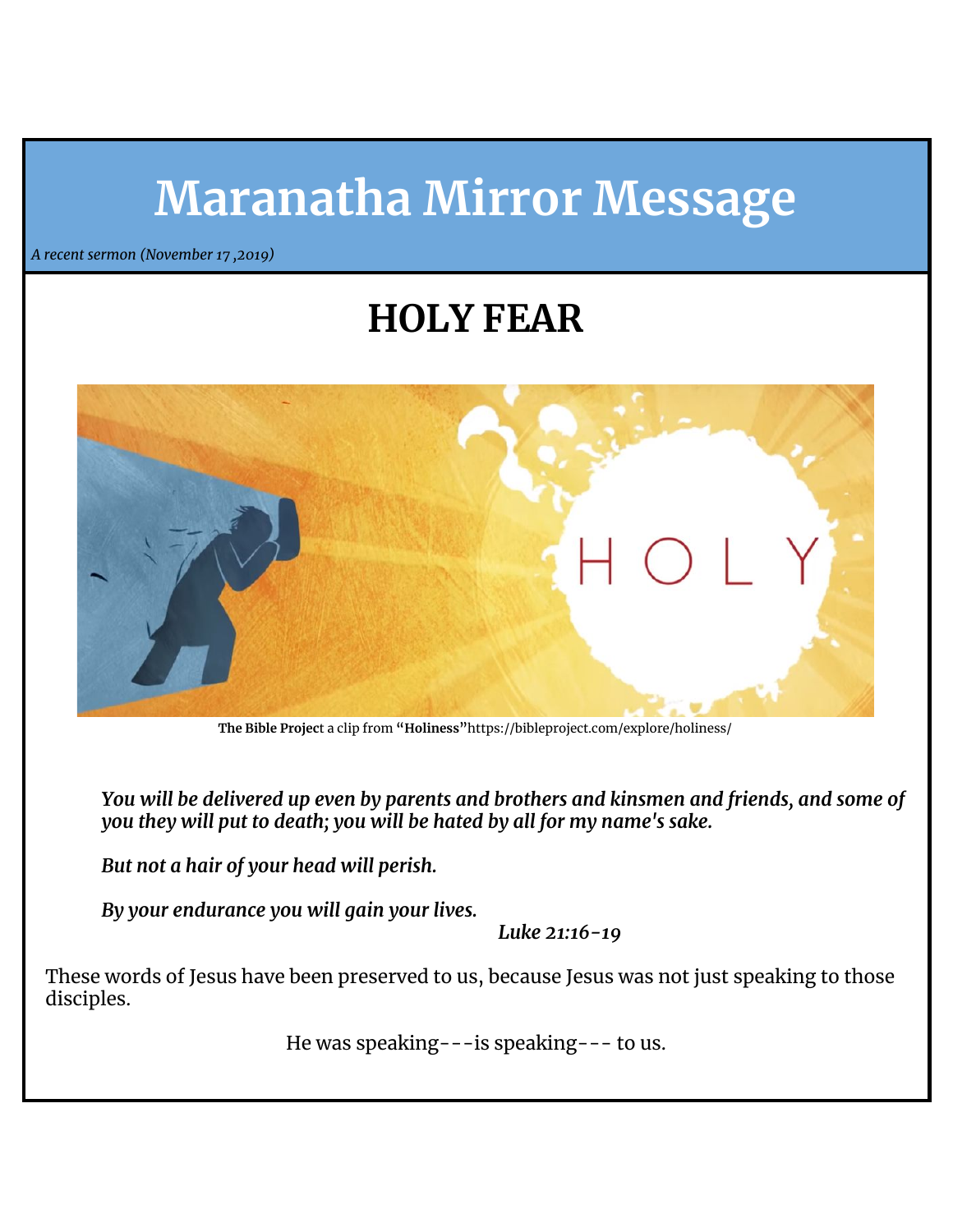# Maranatha Mirror Message

*A recent sermon (November 17 ,2019)*

## HOLY FEAR

**The Bible Projec**t a clip from **"Holiness"**https://bibleproject.com/explore/holiness/

***You will be delivered up even by parents and brothers and kinsmen and friends, and some of you they will put to death; you will be hated by all for my name's sake.***

***But not a hair of your head will perish.***

***By your endurance you will gain your lives.***

*Luke 21:16-19*

These words of Jesus have been preserved to us, because Jesus was not just speaking to those disciples.

He was speaking---is speaking--- to us.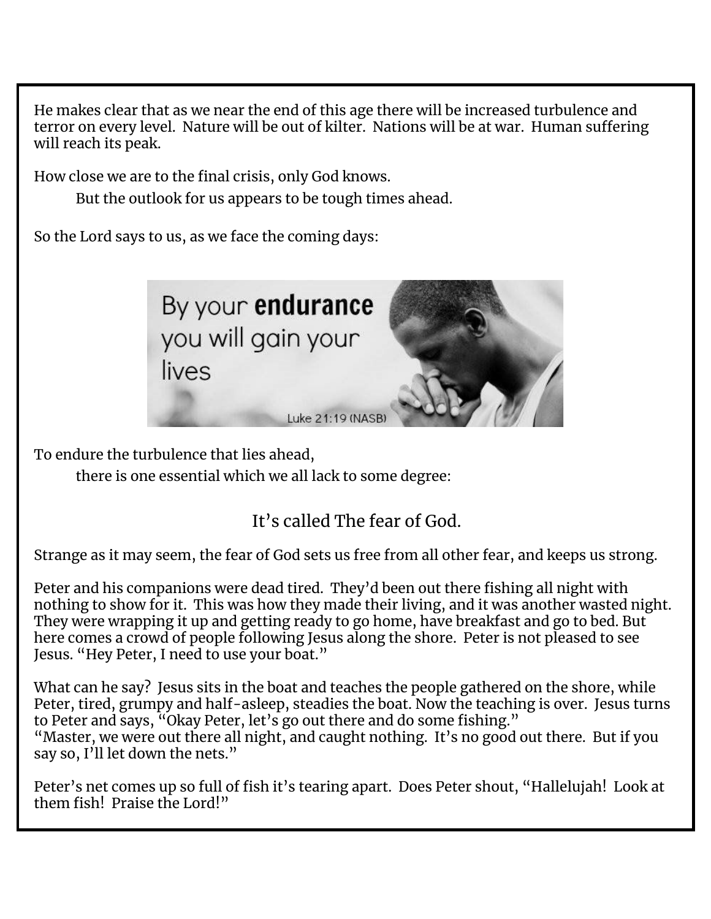He makes clear that as we near the end of this age there will be increased turbulence and terror on every level. Nature will be out of kilter. Nations will be at war. Human suffering will reach its peak.

How close we are to the final crisis, only God knows.

But the outlook for us appears to be tough times ahead.

So the Lord says to us, as we face the coming days:

By your **endurance** you will gain your lives

Luke 21:19 (NASB)

To endure the turbulence that lies ahead,

there is one essential which we all lack to some degree:

It's called The fear of God.

Strange as it may seem, the fear of God sets us free from all other fear, and keeps us strong.

Peter and his companions were dead tired. They'd been out there fishing all night with nothing to show for it. This was how they made their living, and it was another wasted night. They were wrapping it up and getting ready to go home, have breakfast and go to bed. But here comes a crowd of people following Jesus along the shore. Peter is not pleased to see Jesus. "Hey Peter, I need to use your boat."

What can he say? Jesus sits in the boat and teaches the people gathered on the shore, while Peter, tired, grumpy and half-asleep, steadies the boat. Now the teaching is over. Jesus turns to Peter and says, "Okay Peter, let's go out there and do some fishing."
"Master, we were out there all night, and caught nothing. It's no good out there. But if you say so, I'll let down the nets."

Peter's net comes up so full of fish it's tearing apart. Does Peter shout, "Hallelujah! Look at them fish! Praise the Lord!"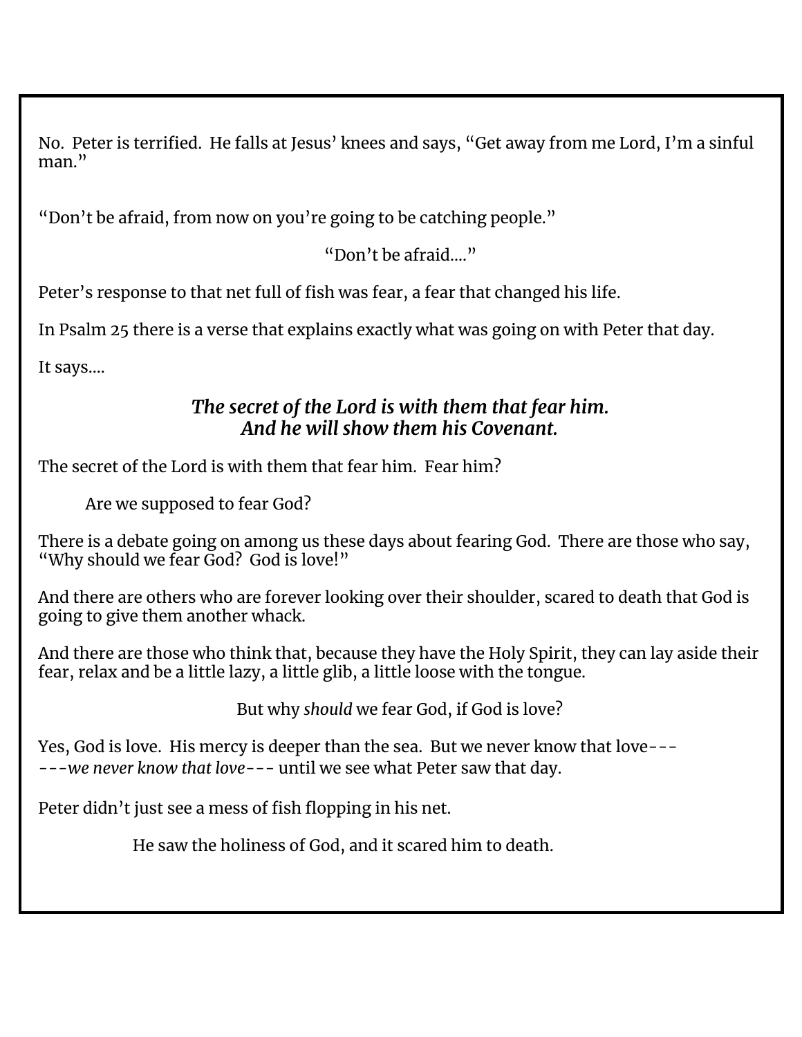No. Peter is terrified. He falls at Jesus' knees and says, "Get away from me Lord, I'm a sinful man."

"Don't be afraid, from now on you're going to be catching people."

"Don't be afraid...."

Peter's response to that net full of fish was fear, a fear that changed his life.

In Psalm 25 there is a verse that explains exactly what was going on with Peter that day.

It says....

***The secret of the Lord is with them that fear him.***
***And he will show them his Covenant.***

The secret of the Lord is with them that fear him. Fear him?

Are we supposed to fear God?

There is a debate going on among us these days about fearing God. There are those who say, "Why should we fear God? God is love!"

And there are others who are forever looking over their shoulder, scared to death that God is going to give them another whack.

And there are those who think that, because they have the Holy Spirit, they can lay aside their fear, relax and be a little lazy, a little glib, a little loose with the tongue.

But why *should* we fear God, if God is love?

Yes, God is love. His mercy is deeper than the sea. But we never know that love---
---*we never know that love*--- until we see what Peter saw that day.

Peter didn't just see a mess of fish flopping in his net.

He saw the holiness of God, and it scared him to death.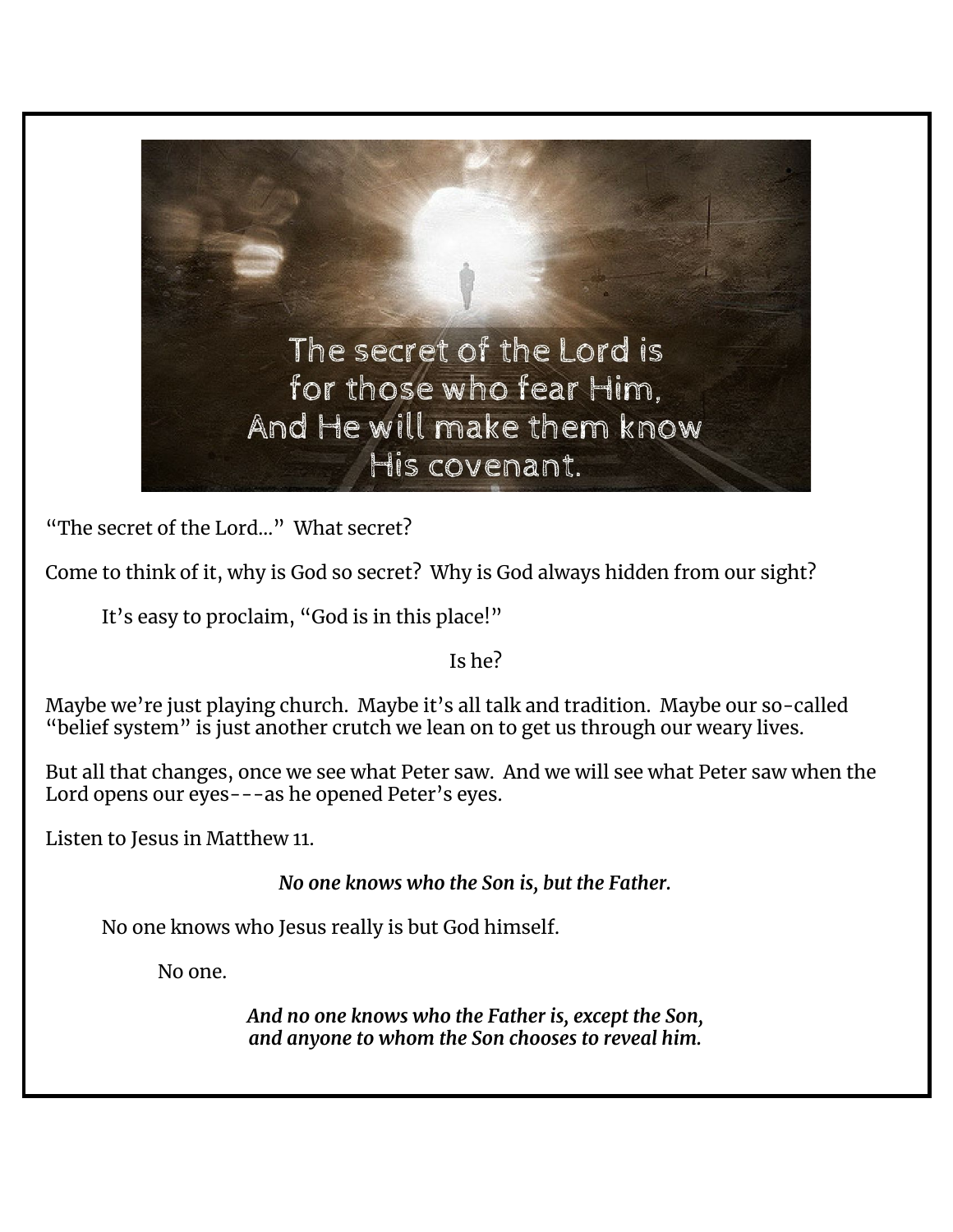The secret of the Lord is for those who fear Him, And He will make them know His covenant.

"The secret of the Lord…"  What secret?

Come to think of it, why is God so secret?  Why is God always hidden from our sight?

It's easy to proclaim, "God is in this place!"

Is he?

Maybe we're just playing church.  Maybe it's all talk and tradition.  Maybe our so-called "belief system" is just another crutch we lean on to get us through our weary lives.

But all that changes, once we see what Peter saw.  And we will see what Peter saw when the Lord opens our eyes---as he opened Peter's eyes.

Listen to Jesus in Matthew 11.

***No one knows who the Son is, but the Father.***

No one knows who Jesus really is but God himself.

No one.

***And no one knows who the Father is, except the Son, and anyone to whom the Son chooses to reveal him.***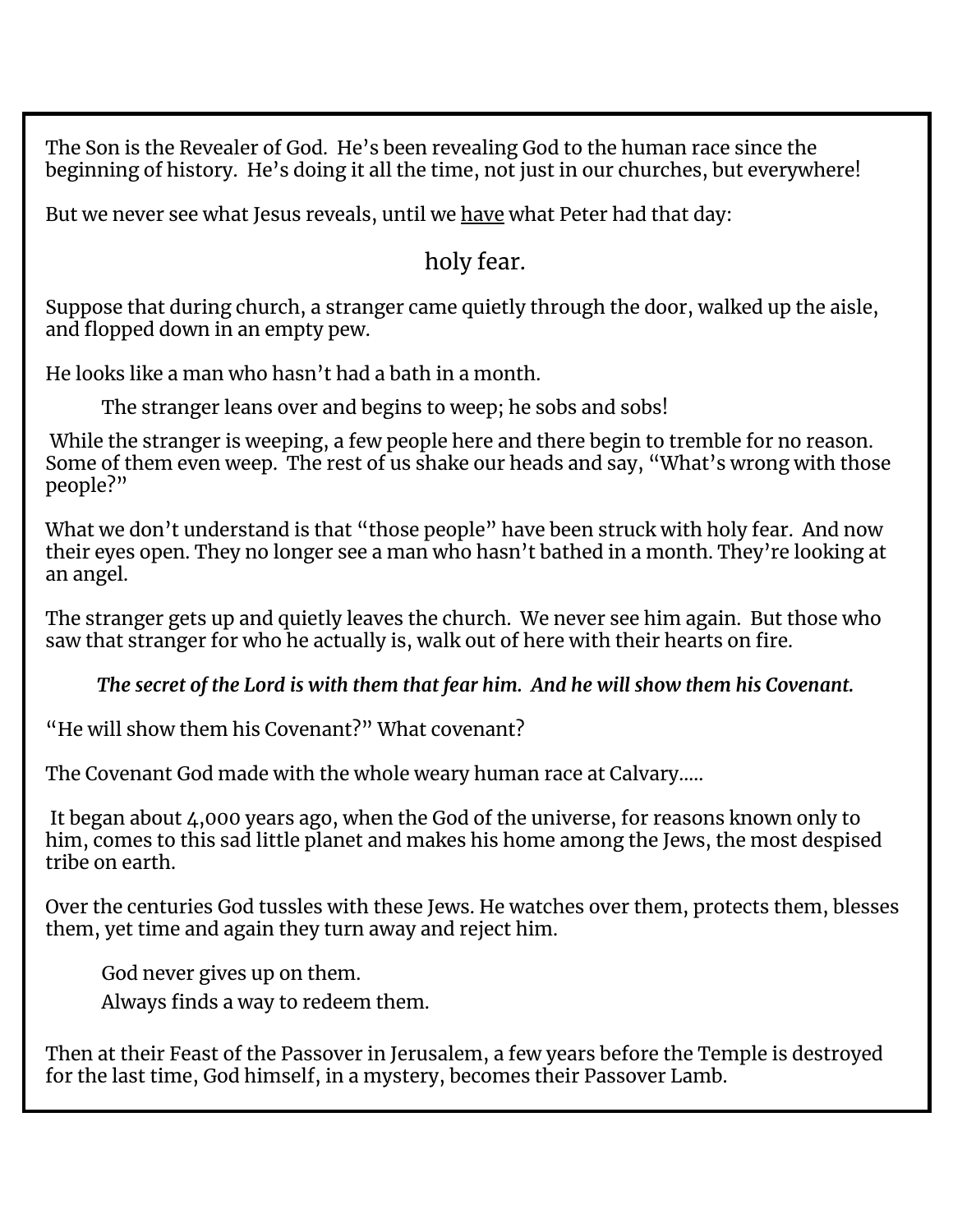The Son is the Revealer of God. He's been revealing God to the human race since the beginning of history. He's doing it all the time, not just in our churches, but everywhere!

But we never see what Jesus reveals, until we <u>have</u> what Peter had that day:

holy fear.

Suppose that during church, a stranger came quietly through the door, walked up the aisle, and flopped down in an empty pew.

He looks like a man who hasn't had a bath in a month.

The stranger leans over and begins to weep; he sobs and sobs!

While the stranger is weeping, a few people here and there begin to tremble for no reason. Some of them even weep. The rest of us shake our heads and say, "What's wrong with those people?"

What we don't understand is that "those people" have been struck with holy fear. And now their eyes open. They no longer see a man who hasn't bathed in a month. They're looking at an angel.

The stranger gets up and quietly leaves the church. We never see him again. But those who saw that stranger for who he actually is, walk out of here with their hearts on fire.

***The secret of the Lord is with them that fear him. And he will show them his Covenant.***

"He will show them his Covenant?" What covenant?

The Covenant God made with the whole weary human race at Calvary.....

It began about 4,000 years ago, when the God of the universe, for reasons known only to him, comes to this sad little planet and makes his home among the Jews, the most despised tribe on earth.

Over the centuries God tussles with these Jews. He watches over them, protects them, blesses them, yet time and again they turn away and reject him.

God never gives up on them.
Always finds a way to redeem them.

Then at their Feast of the Passover in Jerusalem, a few years before the Temple is destroyed for the last time, God himself, in a mystery, becomes their Passover Lamb.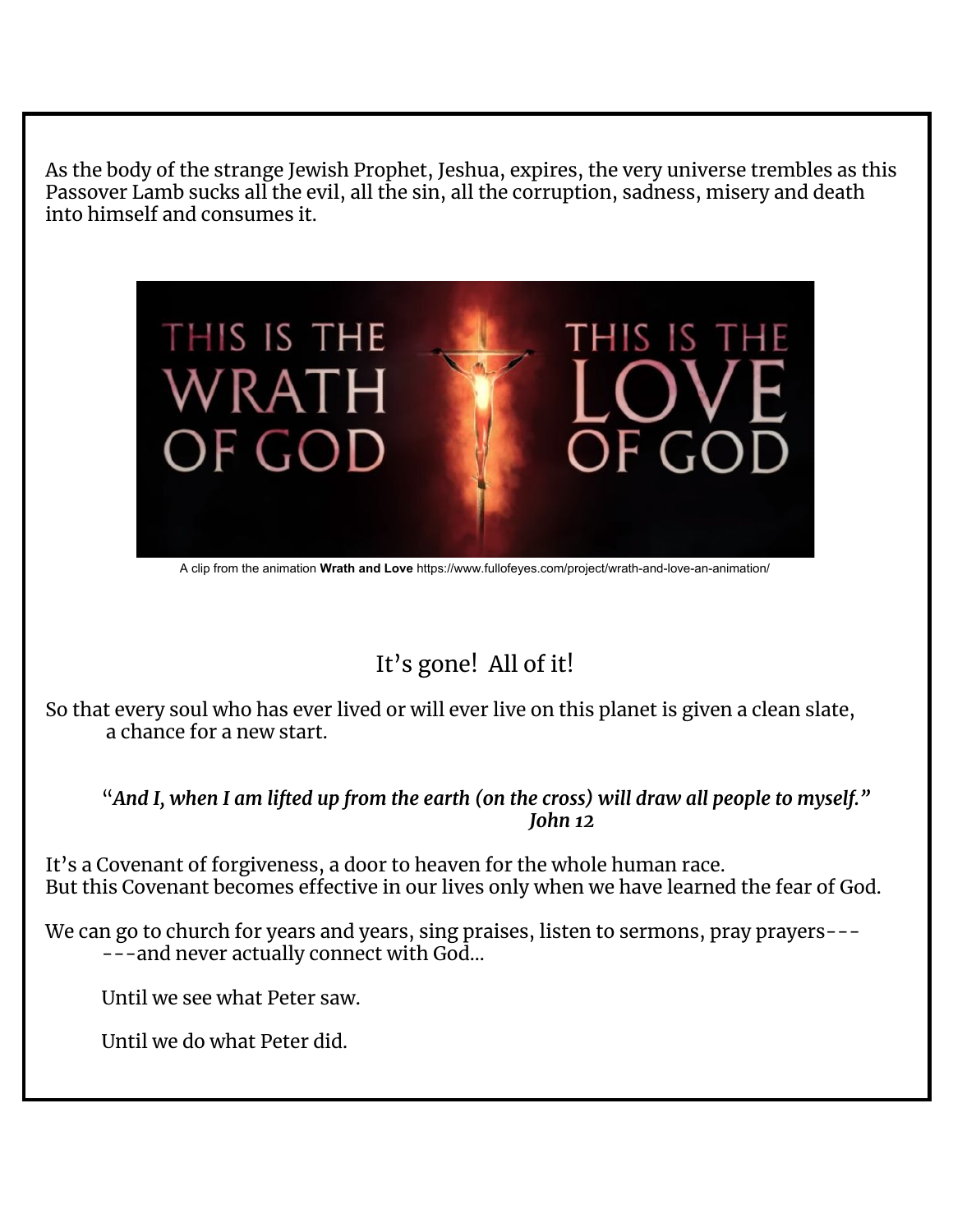As the body of the strange Jewish Prophet, Jeshua, expires, the very universe trembles as this Passover Lamb sucks all the evil, all the sin, all the corruption, sadness, misery and death into himself and consumes it.

A clip from the animation **Wrath and Love** https://www.fullofeyes.com/project/wrath-and-love-an-animation/

It's gone! All of it!

So that every soul who has ever lived or will ever live on this planet is given a clean slate,
a chance for a new start.

> "***And I, when I am lifted up from the earth (on the cross) will draw all people to myself."***
> ***John 12***

It's a Covenant of forgiveness, a door to heaven for the whole human race.
But this Covenant becomes effective in our lives only when we have learned the fear of God.

We can go to church for years and years, sing praises, listen to sermons, pray prayers---
---and never actually connect with God...

Until we see what Peter saw.

Until we do what Peter did.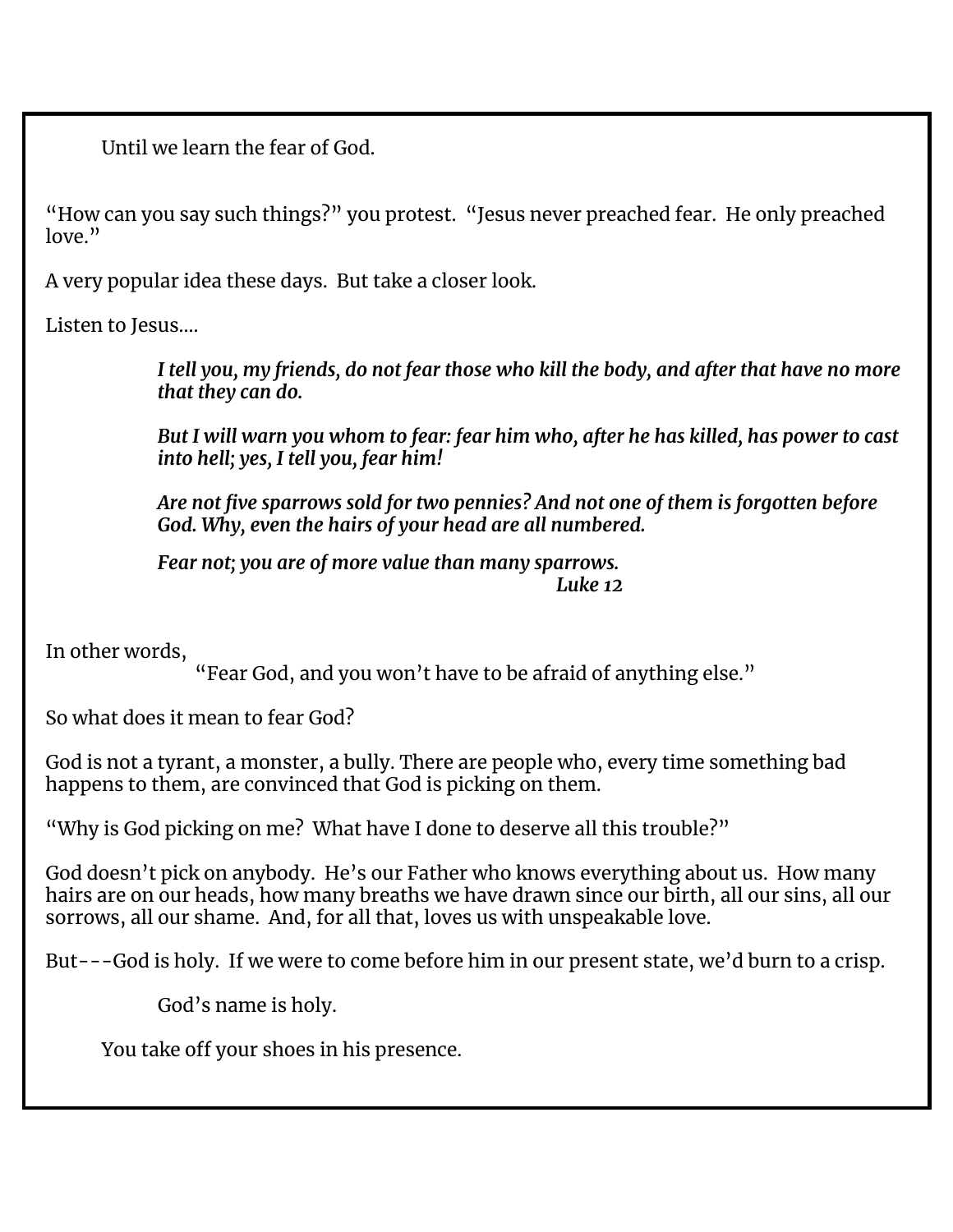Until we learn the fear of God.

"How can you say such things?" you protest. "Jesus never preached fear. He only preached love."

A very popular idea these days. But take a closer look.

Listen to Jesus....

> ***I tell you, my friends, do not fear those who kill the body, and after that have no more that they can do.***
>
> ***But I will warn you whom to fear: fear him who, after he has killed, has power to cast into hell; yes, I tell you, fear him!***
>
> ***Are not five sparrows sold for two pennies? And not one of them is forgotten before God. Why, even the hairs of your head are all numbered.***
>
> ***Fear not; you are of more value than many sparrows.***
> ***Luke 12***

In other words,
"Fear God, and you won't have to be afraid of anything else."

So what does it mean to fear God?

God is not a tyrant, a monster, a bully. There are people who, every time something bad happens to them, are convinced that God is picking on them.

"Why is God picking on me? What have I done to deserve all this trouble?"

God doesn't pick on anybody. He's our Father who knows everything about us. How many hairs are on our heads, how many breaths we have drawn since our birth, all our sins, all our sorrows, all our shame. And, for all that, loves us with unspeakable love.

But---God is holy. If we were to come before him in our present state, we'd burn to a crisp.

God's name is holy.

You take off your shoes in his presence.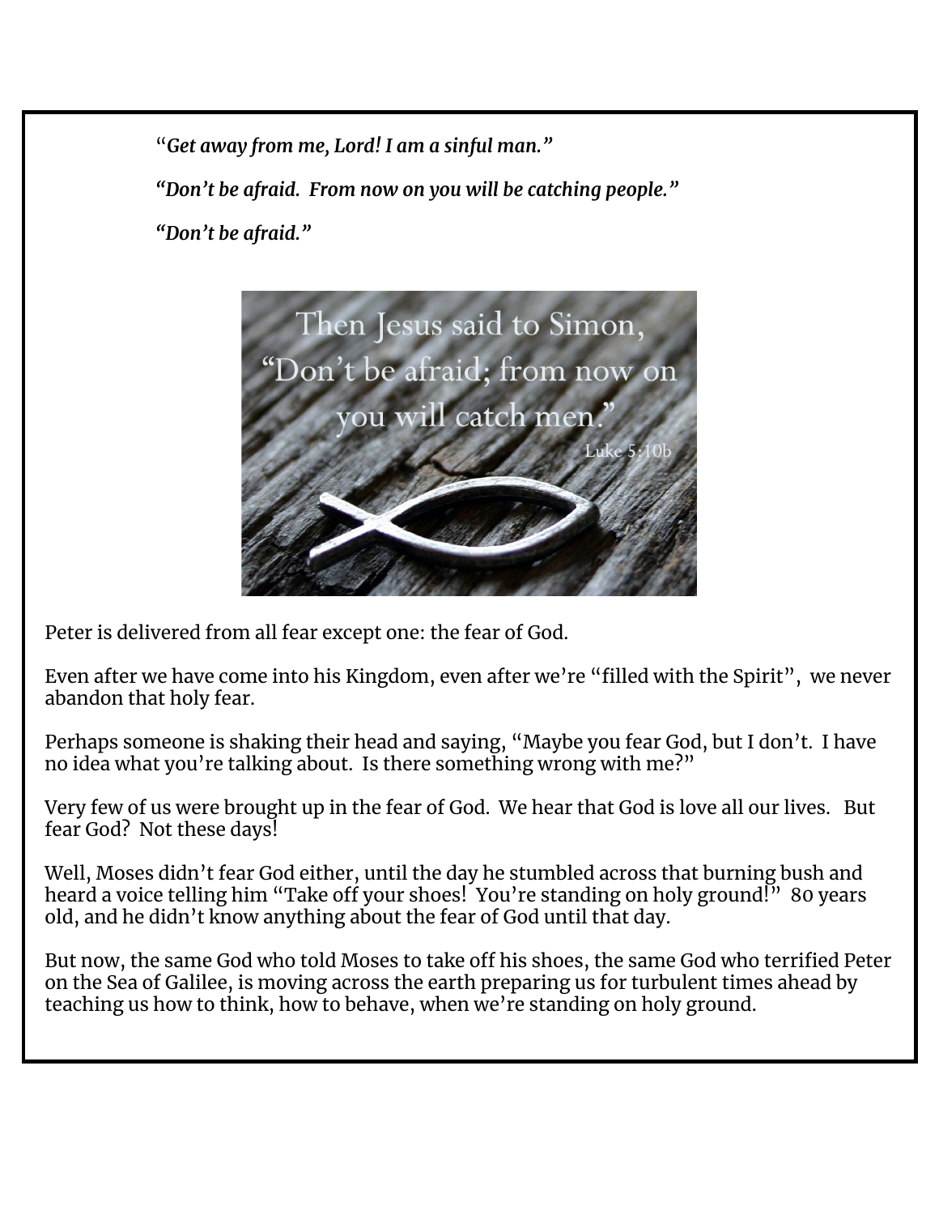"*Get away from me, Lord! I am a sinful man."*

*"Don't be afraid. From now on you will be catching people."*

*"Don't be afraid."*

Then Jesus said to Simon, "Don't be afraid; from now on you will catch men." Luke 5:10b

Peter is delivered from all fear except one: the fear of God.

Even after we have come into his Kingdom, even after we're "filled with the Spirit", we never abandon that holy fear.

Perhaps someone is shaking their head and saying, "Maybe you fear God, but I don't. I have no idea what you're talking about. Is there something wrong with me?"

Very few of us were brought up in the fear of God. We hear that God is love all our lives. But fear God? Not these days!

Well, Moses didn't fear God either, until the day he stumbled across that burning bush and heard a voice telling him "Take off your shoes! You're standing on holy ground!" 80 years old, and he didn't know anything about the fear of God until that day.

But now, the same God who told Moses to take off his shoes, the same God who terrified Peter on the Sea of Galilee, is moving across the earth preparing us for turbulent times ahead by teaching us how to think, how to behave, when we're standing on holy ground.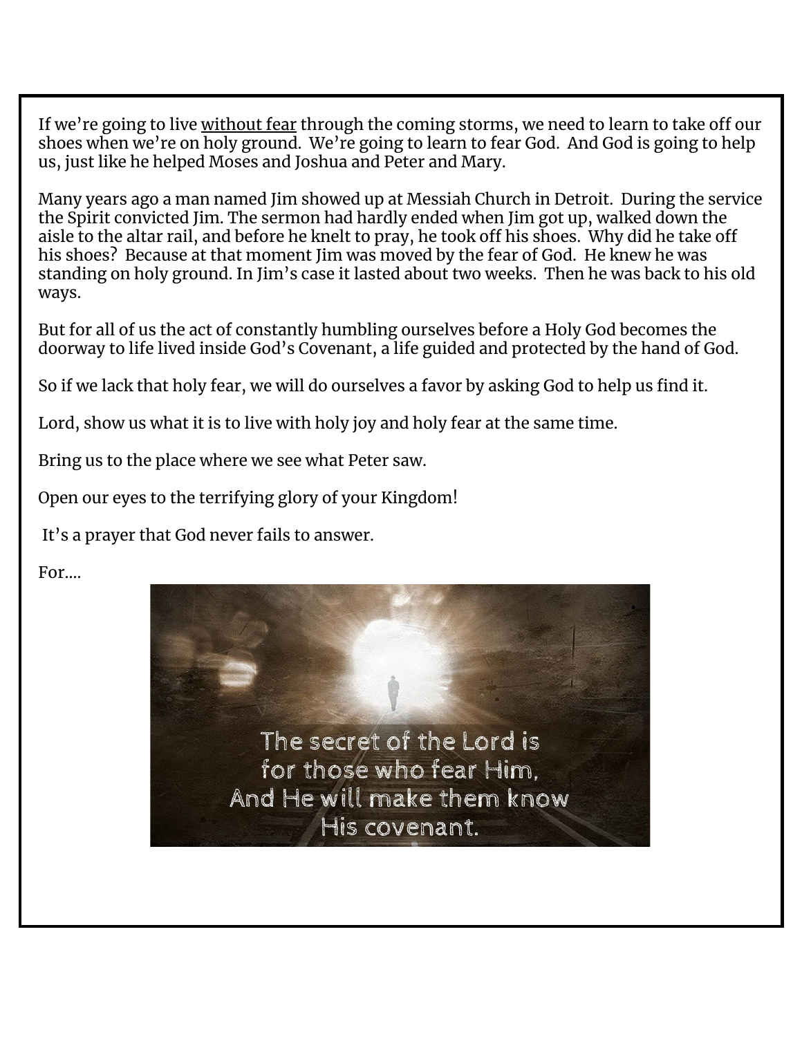If we're going to live without fear through the coming storms, we need to learn to take off our shoes when we're on holy ground. We're going to learn to fear God. And God is going to help us, just like he helped Moses and Joshua and Peter and Mary.

Many years ago a man named Jim showed up at Messiah Church in Detroit. During the service the Spirit convicted Jim. The sermon had hardly ended when Jim got up, walked down the aisle to the altar rail, and before he knelt to pray, he took off his shoes. Why did he take off his shoes? Because at that moment Jim was moved by the fear of God. He knew he was standing on holy ground. In Jim's case it lasted about two weeks. Then he was back to his old ways.

But for all of us the act of constantly humbling ourselves before a Holy God becomes the doorway to life lived inside God's Covenant, a life guided and protected by the hand of God.

So if we lack that holy fear, we will do ourselves a favor by asking God to help us find it.

Lord, show us what it is to live with holy joy and holy fear at the same time.

Bring us to the place where we see what Peter saw.

Open our eyes to the terrifying glory of your Kingdom!

It's a prayer that God never fails to answer.

For....

The secret of the Lord is
for those who fear Him,
And He will make them know
His covenant.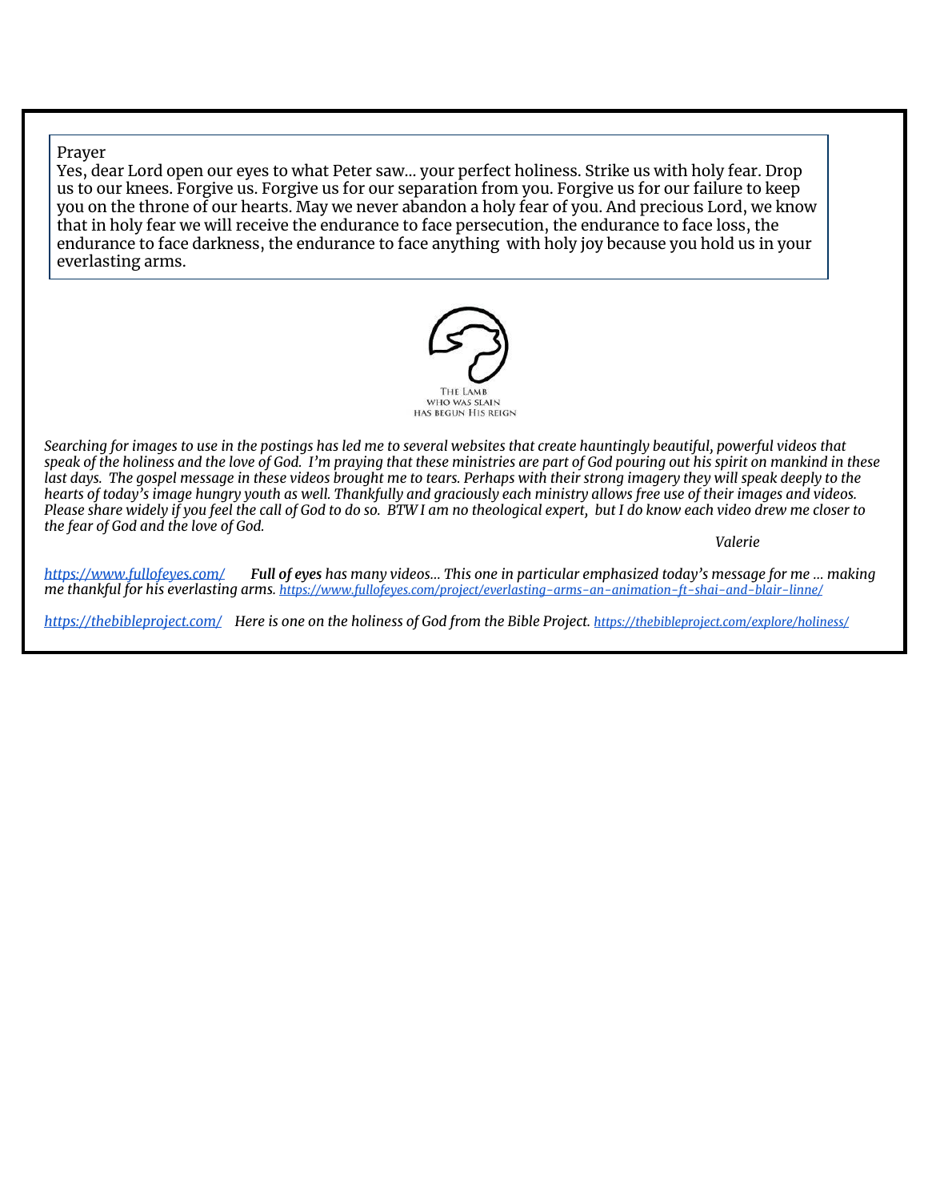Prayer

Yes, dear Lord open our eyes to what Peter saw... your perfect holiness. Strike us with holy fear. Drop us to our knees. Forgive us. Forgive us for our separation from you. Forgive us for our failure to keep you on the throne of our hearts. May we never abandon a holy fear of you. And precious Lord, we know that in holy fear we will receive the endurance to face persecution, the endurance to face loss, the endurance to face darkness, the endurance to face anything with holy joy because you hold us in your everlasting arms.

THE LAMB WHO WAS SLAIN HAS BEGUN HIS REIGN

*Searching for images to use in the postings has led me to several websites that create hauntingly beautiful, powerful videos that speak of the holiness and the love of God. I'm praying that these ministries are part of God pouring out his spirit on mankind in these last days. The gospel message in these videos brought me to tears. Perhaps with their strong imagery they will speak deeply to the hearts of today's image hungry youth as well. Thankfully and graciously each ministry allows free use of their images and videos. Please share widely if you feel the call of God to do so. BTW I am no theological expert, but I do know each video drew me closer to the fear of God and the love of God.*

*Valerie*

*https://www.fullofeyes.com/* ***Full of eyes*** *has many videos... This one in particular emphasized today's message for me ... making me thankful for his everlasting arms. https://www.fullofeyes.com/project/everlasting-arms-an-animation-ft-shai-and-blair-linne/*

*https://thebibleproject.com/* *Here is one on the holiness of God from the Bible Project. https://thebibleproject.com/explore/holiness/*